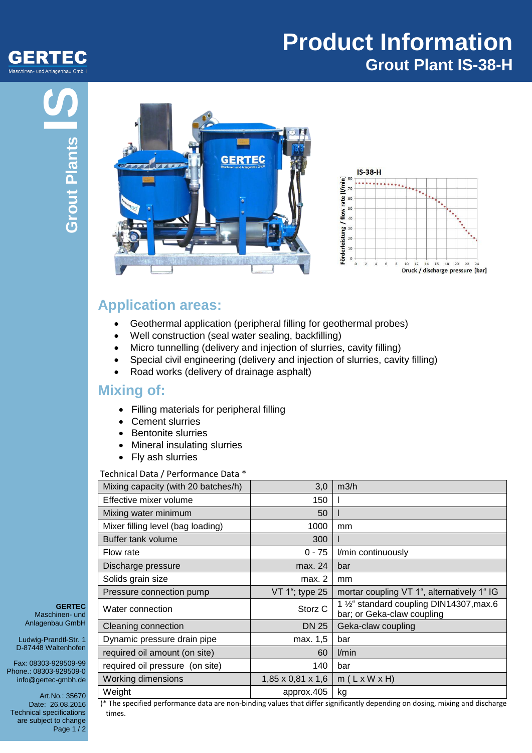# Product Information

## Grout Plant IS-38-H

GERTEC Maschinen- und Anlagenbau GmbH

Grout Plants IS

## Application areas:

- Geothermal application (peripheral filling for geothermal probes)
- Well construction (seal water sealing, backfilling)
- Micro tunnelling (delivery and injection of slurries, cavity filling)
- Special civil engineering (delivery and injection of slurries, cavity filling)
- Road works (delivery of drainage asphalt)

## Mixing of:

- Filling materials for peripheral filling
- Cement slurries
- Bentonite slurries
- Mineral insulating slurries
- Fly ash slurries

Technical Data / Performance Data *

| Parameter | Value | Unit |
|---|---|---|
| Mixing capacity (with 20 batches/h) | 3,0 | m3/h |
| Effective mixer volume | 150 | l |
| Mixing water minimum | 50 | l |
| Mixer filling level (bag loading) | 1000 | mm |
| Buffer tank volume | 300 | l |
| Flow rate | 0 - 75 | l/min continuously |
| Discharge pressure | max. 24 | bar |
| Solids grain size | max. 2 | mm |
| Pressure connection pump | VT 1"; type 25 | mortar coupling VT 1", alternatively 1" IG |
| Water connection | Storz C | 1 ½" standard coupling DIN14307,max.6 bar; or Geka-claw coupling |
| Cleaning connection | DN 25 | Geka-claw coupling |
| Dynamic pressure drain pipe | max. 1,5 | bar |
| required oil amount (on site) | 60 | l/min |
| required oil pressure (on site) | 140 | bar |
| Working dimensions | 1,85 x 0,81 x 1,6 | m ( L x W x H) |
| Weight | approx.405 | kg |

)* The specified performance data are non-binding values that differ significantly depending on dosing, mixing and discharge times.

**GERTEC**
Maschinen- und Anlagenbau GmbH

Ludwig-Prandtl-Str. 1
D-87448 Waltenhofen

Fax: 08303-929509-99
Phone.: 08303-929509-0
info@gertec-gmbh.de

Art.No.: 35670
Date: 26.08.2016
Technical specifications are subject to change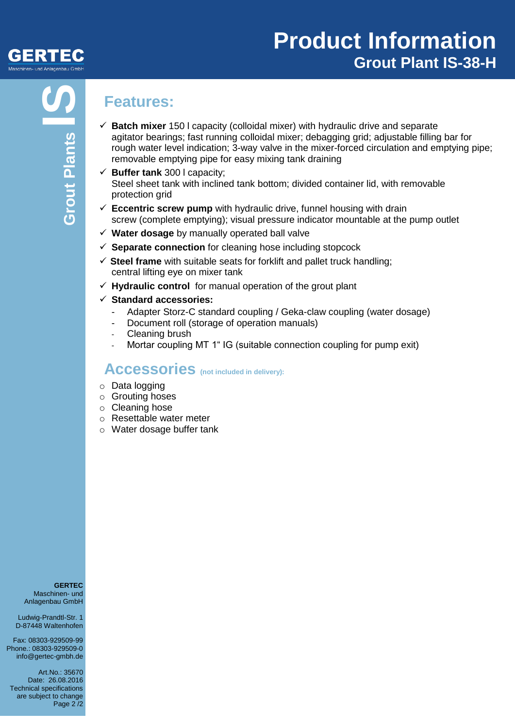# Product Information
## Grout Plant IS-38-H

## Features:

- ✓ **Batch mixer** 150 l capacity (colloidal mixer) with hydraulic drive and separate agitator bearings; fast running colloidal mixer; debagging grid; adjustable filling bar for rough water level indication; 3-way valve in the mixer-forced circulation and emptying pipe; removable emptying pipe for easy mixing tank draining
- ✓ **Buffer tank** 300 l capacity;
  Steel sheet tank with inclined tank bottom; divided container lid, with removable protection grid
- ✓ **Eccentric screw pump** with hydraulic drive, funnel housing with drain screw (complete emptying); visual pressure indicator mountable at the pump outlet
- ✓ **Water dosage** by manually operated ball valve
- ✓ **Separate connection** for cleaning hose including stopcock
- ✓ **Steel frame** with suitable seats for forklift and pallet truck handling; central lifting eye on mixer tank
- ✓ **Hydraulic control** for manual operation of the grout plant
- ✓ **Standard accessories:**
  - Adapter Storz-C standard coupling / Geka-claw coupling (water dosage)
  - Document roll (storage of operation manuals)
  - Cleaning brush
  - Mortar coupling MT 1“ IG (suitable connection coupling for pump exit)

## Accessories (not included in delivery):

- Data logging
- Grouting hoses
- Cleaning hose
- Resettable water meter
- Water dosage buffer tank

**GERTEC**
Maschinen- und Anlagenbau GmbH

Ludwig-Prandtl-Str. 1
D-87448 Waltenhofen

Fax: 08303-929509-99
Phone.: 08303-929509-0
info@gertec-gmbh.de

Art.No.: 35670
Date: 26.08.2016
Technical specifications are subject to change